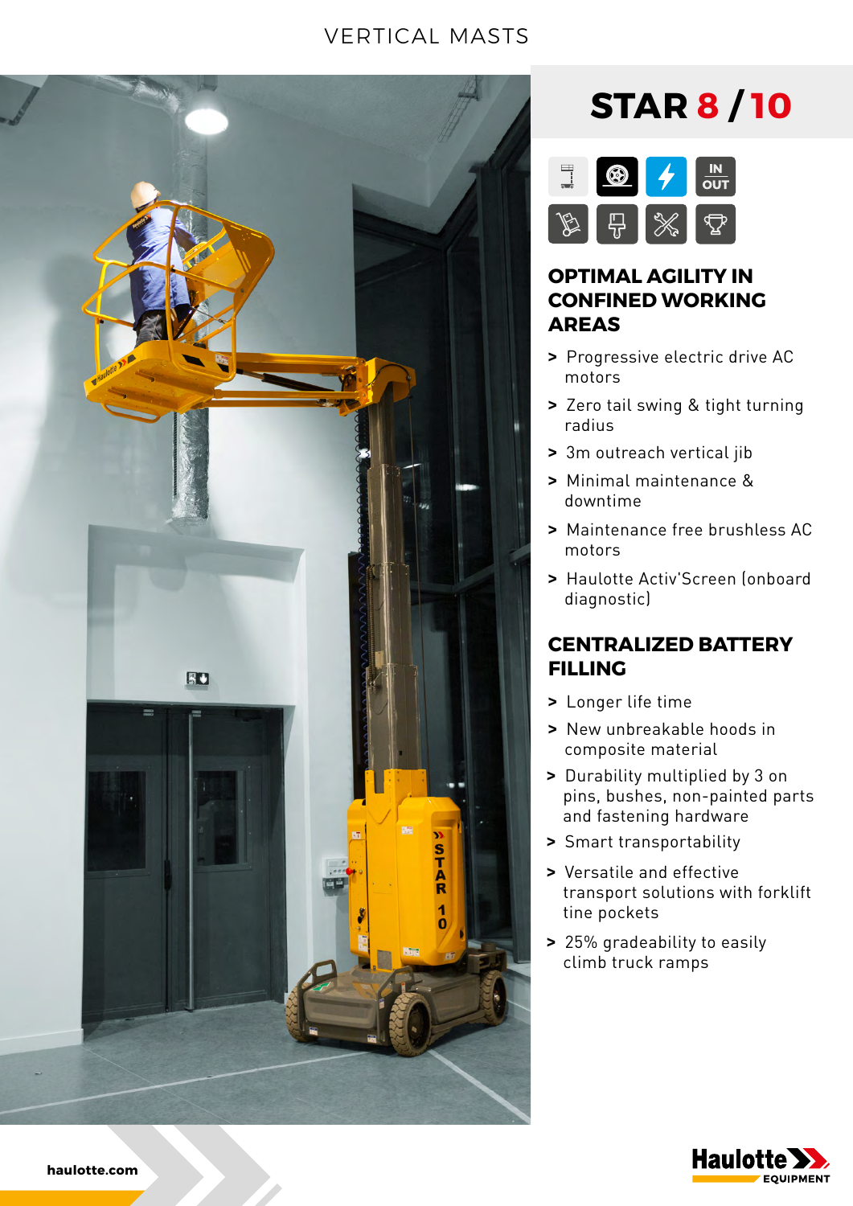VERTICAL MASTS

# STAR 8 / 10

## OPTIMAL AGILITY IN CONFINED WORKING AREAS

- Progressive electric drive AC motors
- Zero tail swing & tight turning radius
- 3m outreach vertical jib
- Minimal maintenance & downtime
- Maintenance free brushless AC motors
- Haulotte Activ'Screen (onboard diagnostic)

## CENTRALIZED BATTERY FILLING

- Longer life time
- New unbreakable hoods in composite material
- Durability multiplied by 3 on pins, bushes, non-painted parts and fastening hardware
- Smart transportability
- Versatile and effective transport solutions with forklift tine pockets
- 25% gradeability to easily climb truck ramps

haulotte.com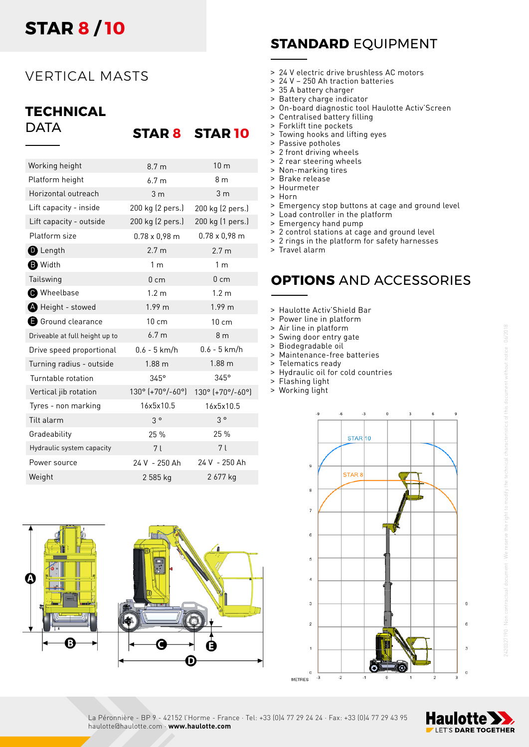# STAR 8 / 10

## VERTICAL MASTS

## TECHNICAL DATA

| | STAR 8 | STAR 10 |
|---|---|---|
| Working height | 8.7 m | 10 m |
| Platform height | 6.7 m | 8 m |
| Horizontal outreach | 3 m | 3 m |
| Lift capacity - inside | 200 kg (2 pers.) | 200 kg (2 pers.) |
| Lift capacity - outside | 200 kg (2 pers.) | 200 kg (1 pers.) |
| Platform size | 0.78 x 0,98 m | 0.78 x 0,98 m |
| D Length | 2.7 m | 2.7 m |
| B Width | 1 m | 1 m |
| Tailswing | 0 cm | 0 cm |
| C Wheelbase | 1.2 m | 1.2 m |
| A Height - stowed | 1.99 m | 1.99 m |
| E Ground clearance | 10 cm | 10 cm |
| Driveable at full height up to | 6.7 m | 8 m |
| Drive speed proportional | 0.6 - 5 km/h | 0.6 - 5 km/h |
| Turning radius - outside | 1.88 m | 1.88 m |
| Turntable rotation | 345° | 345° |
| Vertical jib rotation | 130° (+70°/-60°) | 130° (+70°/-60°) |
| Tyres - non marking | 16x5x10.5 | 16x5x10.5 |
| Tilt alarm | 3 ° | 3 ° |
| Gradeability | 25 % | 25 % |
| Hydraulic system capacity | 7 l | 7 l |
| Power source | 24 V - 250 Ah | 24 V - 250 Ah |
| Weight | 2 585 kg | 2 677 kg |

A
B
C
D
E

## STANDARD EQUIPMENT

- > 24 V electric drive brushless AC motors
- > 24 V – 250 Ah traction batteries
- > 35 A battery charger
- > Battery charge indicator
- > On-board diagnostic tool Haulotte Activ'Screen
- > Centralised battery filling
- > Forklift tine pockets
- > Towing hooks and lifting eyes
- > Passive potholes
- > 2 front driving wheels
- > 2 rear steering wheels
- > Non-marking tires
- > Brake release
- > Hourmeter
- > Horn
- > Emergency stop buttons at cage and ground level
- > Load controller in the platform
- > Emergency hand pump
- > 2 control stations at cage and ground level
- > 2 rings in the platform for safety harnesses
- > Travel alarm

## OPTIONS AND ACCESSORIES

- > Haulotte Activ'Shield Bar
- > Power line in platform
- > Air line in platform
- > Swing door entry gate
- > Biodegradable oil
- > Maintenance-free batteries
- > Telematics ready
- > Hydraulic oil for cold countries
- > Flashing light
- > Working light

-9 -6 -3 0 3 6 9

STAR 10

STAR 8

9 8 7 6 5 4 3 2 1 0

9 6 3 0

METRES

-3 -2 -1 0 1 2 3

La Péronnière - BP 9 - 42152 l'Horme - France · Tel: +33 (0)4 77 29 24 24 · Fax: +33 (0)4 77 29 43 95
haulotte@haulotte.com · **www.haulotte.com**

Haulotte LET'S DARE TOGETHER

242032190 - Non contractual document - We reserve the right to modify the technical characteristics of this document without notice - 06/2018